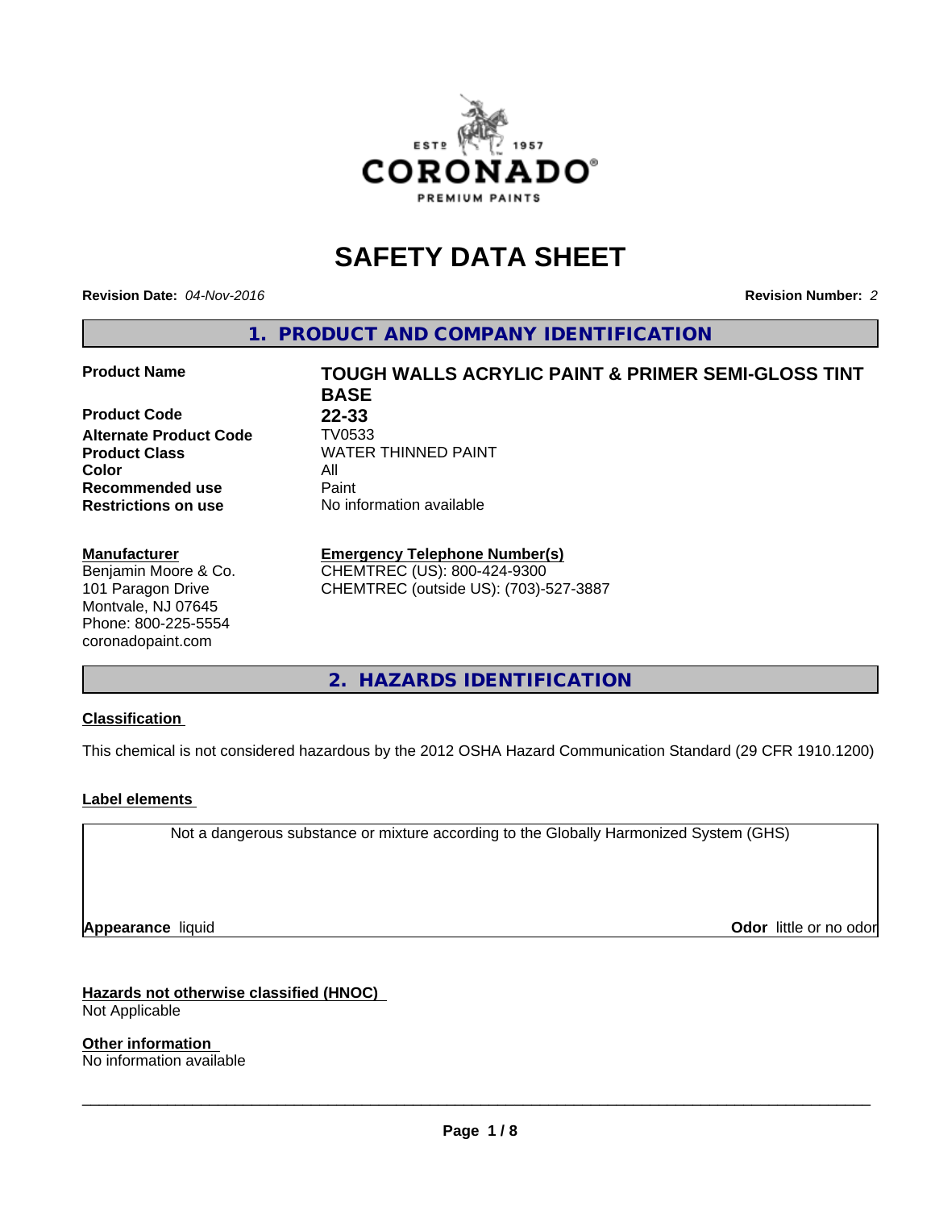# SAFETY DATA SHEET

**Revision Date:** *04-Nov-2016*

**Revision Number:** *2*

## 1. PRODUCT AND COMPANY IDENTIFICATION

| | |
|---|---|
| **Product Name** | **TOUGH WALLS ACRYLIC PAINT & PRIMER SEMI-GLOSS TINT BASE** |
| **Product Code** | **22-33** |
| **Alternate Product Code** | TV0533 |
| **Product Class** | WATER THINNED PAINT |
| **Color** | All |
| **Recommended use** | Paint |
| **Restrictions on use** | No information available |

**Manufacturer**
Benjamin Moore & Co.
101 Paragon Drive
Montvale, NJ 07645
Phone: 800-225-5554
coronadopaint.com

**Emergency Telephone Number(s)**
CHEMTREC (US): 800-424-9300
CHEMTREC (outside US): (703)-527-3887

## 2. HAZARDS IDENTIFICATION

### Classification

This chemical is not considered hazardous by the 2012 OSHA Hazard Communication Standard (29 CFR 1910.1200)

### Label elements

Not a dangerous substance or mixture according to the Globally Harmonized System (GHS)

**Appearance** liquid

**Odor** little or no odor

### Hazards not otherwise classified (HNOC)

Not Applicable

### Other information

No information available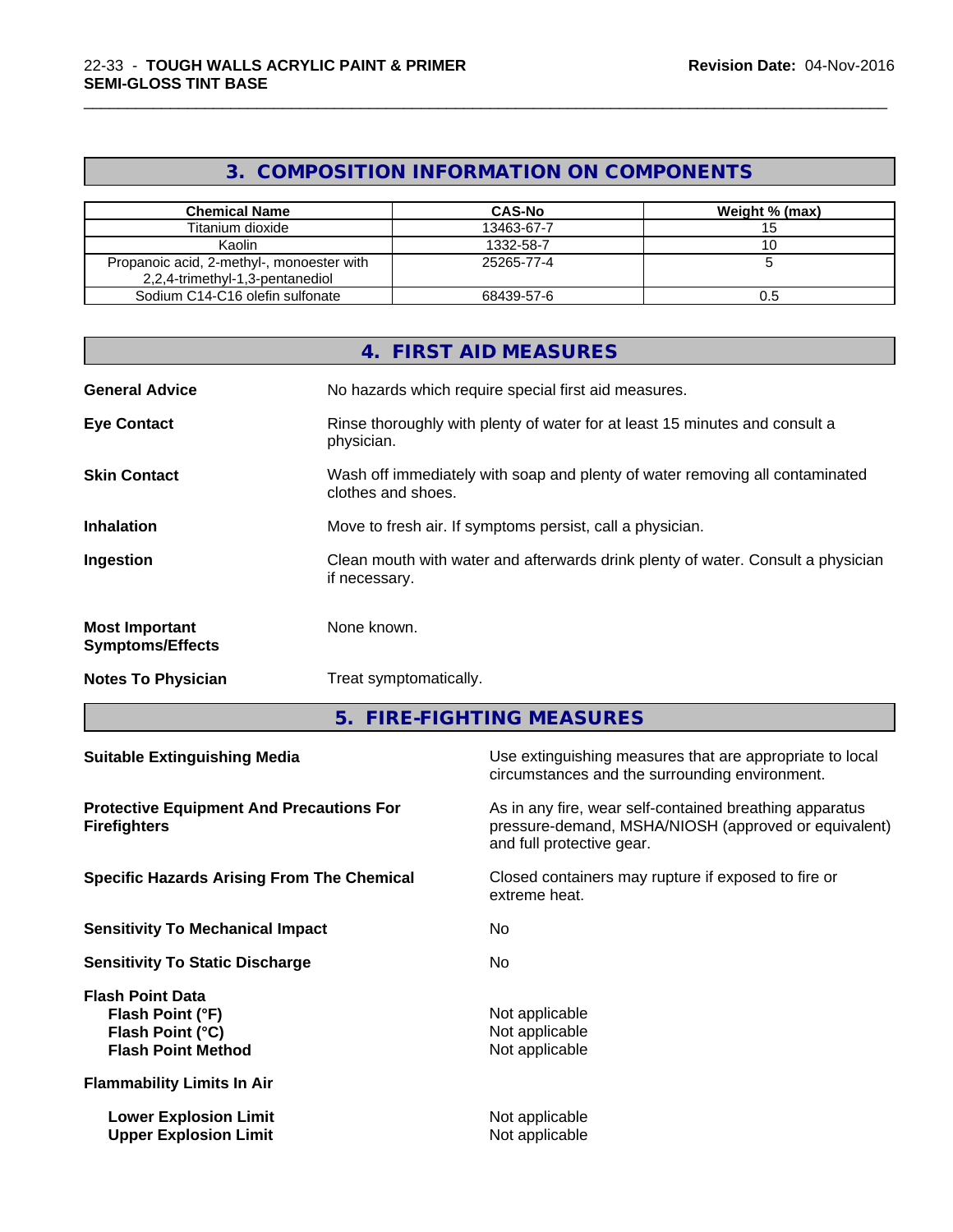## 3. COMPOSITION INFORMATION ON COMPONENTS

| Chemical Name | CAS-No | Weight % (max) |
|---|---|---|
| Titanium dioxide | 13463-67-7 | 15 |
| Kaolin | 1332-58-7 | 10 |
| Propanoic acid, 2-methyl-, monoester with 2,2,4-trimethyl-1,3-pentanediol | 25265-77-4 | 5 |
| Sodium C14-C16 olefin sulfonate | 68439-57-6 | 0.5 |

## 4. FIRST AID MEASURES

**General Advice**
No hazards which require special first aid measures.

**Eye Contact**
Rinse thoroughly with plenty of water for at least 15 minutes and consult a physician.

**Skin Contact**
Wash off immediately with soap and plenty of water removing all contaminated clothes and shoes.

**Inhalation**
Move to fresh air. If symptoms persist, call a physician.

**Ingestion**
Clean mouth with water and afterwards drink plenty of water. Consult a physician if necessary.

**Most Important Symptoms/Effects**
None known.

**Notes To Physician**
Treat symptomatically.

## 5. FIRE-FIGHTING MEASURES

**Suitable Extinguishing Media**
Use extinguishing measures that are appropriate to local circumstances and the surrounding environment.

**Protective Equipment And Precautions For Firefighters**
As in any fire, wear self-contained breathing apparatus pressure-demand, MSHA/NIOSH (approved or equivalent) and full protective gear.

**Specific Hazards Arising From The Chemical**
Closed containers may rupture if exposed to fire or extreme heat.

**Sensitivity To Mechanical Impact**
No

**Sensitivity To Static Discharge**
No

**Flash Point Data**

- **Flash Point (°F)**: Not applicable
- **Flash Point (°C)**: Not applicable
- **Flash Point Method**: Not applicable

**Flammability Limits In Air**

- **Lower Explosion Limit**: Not applicable
- **Upper Explosion Limit**: Not applicable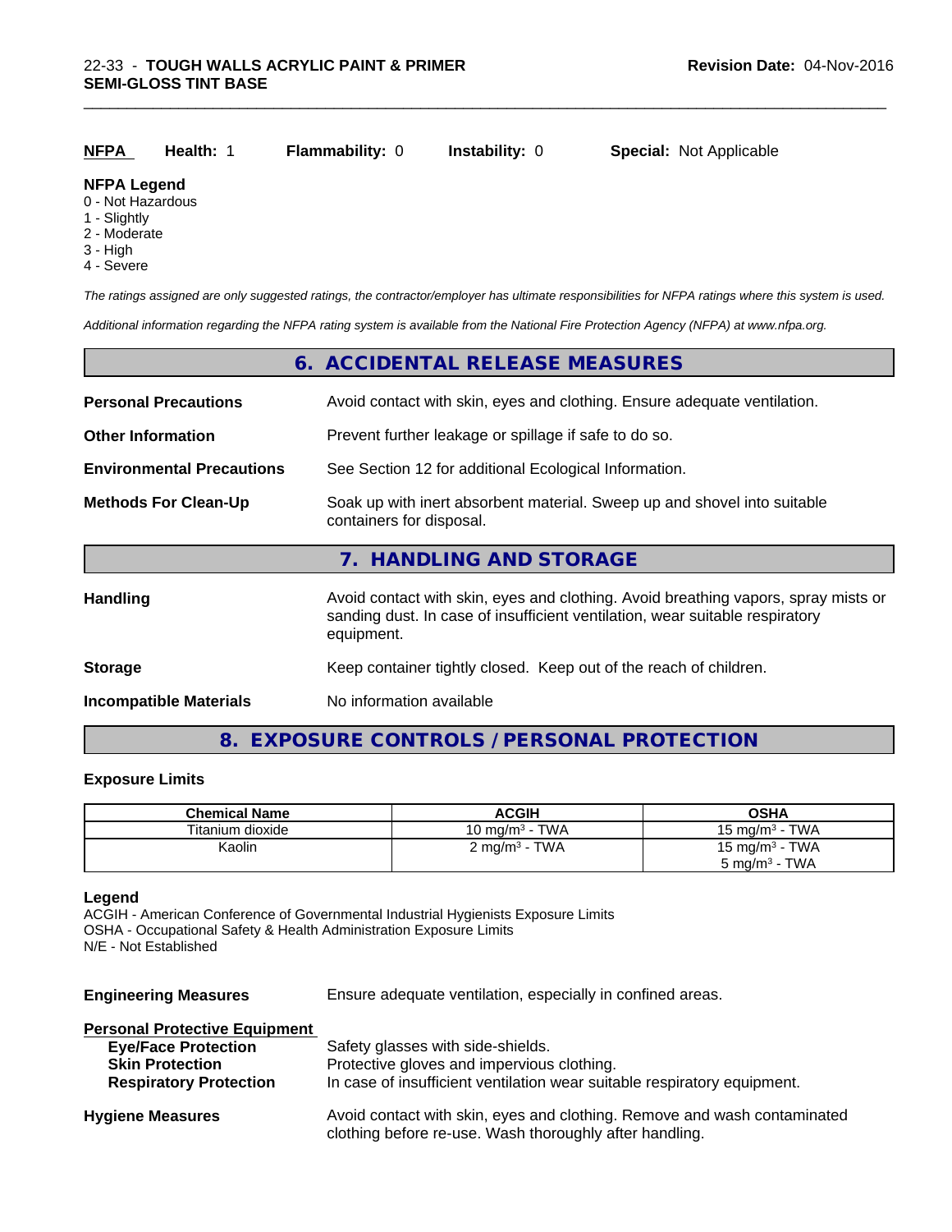| **NFPA** | **Health:** 1 | **Flammability:** 0 | **Instability:** 0 | **Special:** Not Applicable |
|---|---|---|---|---|

**NFPA Legend**
0 - Not Hazardous
1 - Slightly
2 - Moderate
3 - High
4 - Severe

*The ratings assigned are only suggested ratings, the contractor/employer has ultimate responsibilities for NFPA ratings where this system is used.*

*Additional information regarding the NFPA rating system is available from the National Fire Protection Agency (NFPA) at www.nfpa.org.*

## 6. ACCIDENTAL RELEASE MEASURES

**Personal Precautions** — Avoid contact with skin, eyes and clothing. Ensure adequate ventilation.

**Other Information** — Prevent further leakage or spillage if safe to do so.

**Environmental Precautions** — See Section 12 for additional Ecological Information.

**Methods For Clean-Up** — Soak up with inert absorbent material. Sweep up and shovel into suitable containers for disposal.

## 7. HANDLING AND STORAGE

**Handling** — Avoid contact with skin, eyes and clothing. Avoid breathing vapors, spray mists or sanding dust. In case of insufficient ventilation, wear suitable respiratory equipment.

**Storage** — Keep container tightly closed. Keep out of the reach of children.

**Incompatible Materials** — No information available

## 8. EXPOSURE CONTROLS / PERSONAL PROTECTION

### Exposure Limits

| Chemical Name | ACGIH | OSHA |
|---|---|---|
| Titanium dioxide | 10 mg/m³ - TWA | 15 mg/m³ - TWA |
| Kaolin | 2 mg/m³ - TWA | 15 mg/m³ - TWA<br>5 mg/m³ - TWA |

**Legend**
ACGIH - American Conference of Governmental Industrial Hygienists Exposure Limits
OSHA - Occupational Safety & Health Administration Exposure Limits
N/E - Not Established

**Engineering Measures** — Ensure adequate ventilation, especially in confined areas.

**Personal Protective Equipment**
- **Eye/Face Protection** — Safety glasses with side-shields.
- **Skin Protection** — Protective gloves and impervious clothing.
- **Respiratory Protection** — In case of insufficient ventilation wear suitable respiratory equipment.

**Hygiene Measures** — Avoid contact with skin, eyes and clothing. Remove and wash contaminated clothing before re-use. Wash thoroughly after handling.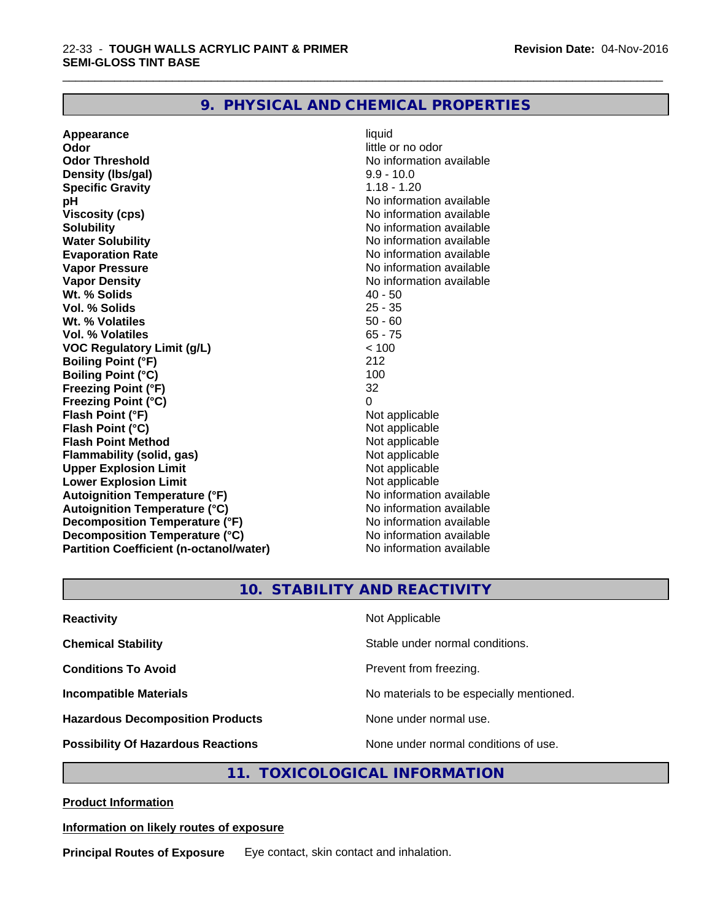## 9. PHYSICAL AND CHEMICAL PROPERTIES

| | |
|---|---|
| **Appearance** | liquid |
| **Odor** | little or no odor |
| **Odor Threshold** | No information available |
| **Density (lbs/gal)** | 9.9 - 10.0 |
| **Specific Gravity** | 1.18 - 1.20 |
| **pH** | No information available |
| **Viscosity (cps)** | No information available |
| **Solubility** | No information available |
| **Water Solubility** | No information available |
| **Evaporation Rate** | No information available |
| **Vapor Pressure** | No information available |
| **Vapor Density** | No information available |
| **Wt. % Solids** | 40 - 50 |
| **Vol. % Solids** | 25 - 35 |
| **Wt. % Volatiles** | 50 - 60 |
| **Vol. % Volatiles** | 65 - 75 |
| **VOC Regulatory Limit (g/L)** | < 100 |
| **Boiling Point (°F)** | 212 |
| **Boiling Point (°C)** | 100 |
| **Freezing Point (°F)** | 32 |
| **Freezing Point (°C)** | 0 |
| **Flash Point (°F)** | Not applicable |
| **Flash Point (°C)** | Not applicable |
| **Flash Point Method** | Not applicable |
| **Flammability (solid, gas)** | Not applicable |
| **Upper Explosion Limit** | Not applicable |
| **Lower Explosion Limit** | Not applicable |
| **Autoignition Temperature (°F)** | No information available |
| **Autoignition Temperature (°C)** | No information available |
| **Decomposition Temperature (°F)** | No information available |
| **Decomposition Temperature (°C)** | No information available |
| **Partition Coefficient (n-octanol/water)** | No information available |

## 10. STABILITY AND REACTIVITY

| | |
|---|---|
| **Reactivity** | Not Applicable |
| **Chemical Stability** | Stable under normal conditions. |
| **Conditions To Avoid** | Prevent from freezing. |
| **Incompatible Materials** | No materials to be especially mentioned. |
| **Hazardous Decomposition Products** | None under normal use. |
| **Possibility Of Hazardous Reactions** | None under normal conditions of use. |

## 11. TOXICOLOGICAL INFORMATION

**Product Information**

**Information on likely routes of exposure**

**Principal Routes of Exposure** Eye contact, skin contact and inhalation.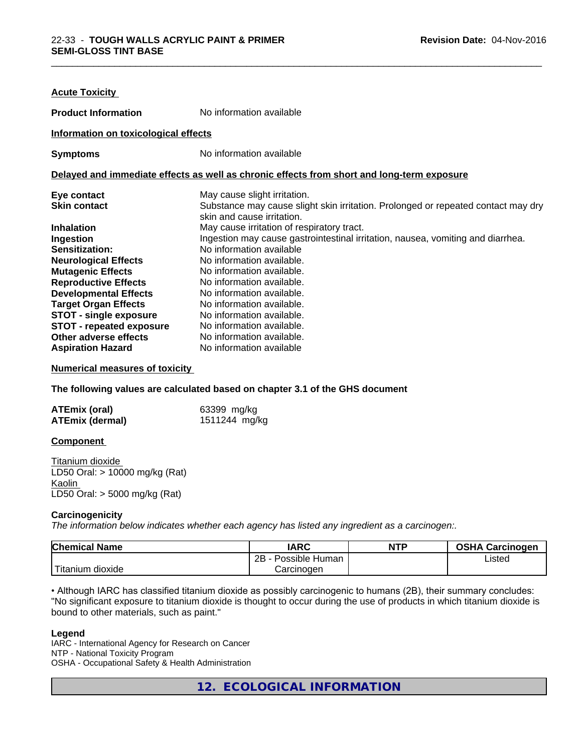**Acute Toxicity**

**Product Information** No information available

**Information on toxicological effects**

**Symptoms** No information available

**Delayed and immediate effects as well as chronic effects from short and long-term exposure**

| | |
|---|---|
| **Eye contact** | May cause slight irritation. |
| **Skin contact** | Substance may cause slight skin irritation. Prolonged or repeated contact may dry skin and cause irritation. |
| **Inhalation** | May cause irritation of respiratory tract. |
| **Ingestion** | Ingestion may cause gastrointestinal irritation, nausea, vomiting and diarrhea. |
| **Sensitization:** | No information available |
| **Neurological Effects** | No information available. |
| **Mutagenic Effects** | No information available. |
| **Reproductive Effects** | No information available. |
| **Developmental Effects** | No information available. |
| **Target Organ Effects** | No information available. |
| **STOT - single exposure** | No information available. |
| **STOT - repeated exposure** | No information available. |
| **Other adverse effects** | No information available. |
| **Aspiration Hazard** | No information available |

**Numerical measures of toxicity**

**The following values are calculated based on chapter 3.1 of the GHS document**

| | |
|---|---|
| **ATEmix (oral)** | 63399 mg/kg |
| **ATEmix (dermal)** | 1511244 mg/kg |

**Component**

Titanium dioxide
LD50 Oral: > 10000 mg/kg (Rat)
Kaolin
LD50 Oral: > 5000 mg/kg (Rat)

**Carcinogenicity**

*The information below indicates whether each agency has listed any ingredient as a carcinogen:.*

| Chemical Name | IARC | NTP | OSHA Carcinogen |
|---|---|---|---|
| Titanium dioxide | 2B - Possible Human Carcinogen | | Listed |

• Although IARC has classified titanium dioxide as possibly carcinogenic to humans (2B), their summary concludes: "No significant exposure to titanium dioxide is thought to occur during the use of products in which titanium dioxide is bound to other materials, such as paint."

**Legend**

IARC - International Agency for Research on Cancer
NTP - National Toxicity Program
OSHA - Occupational Safety & Health Administration

## 12. ECOLOGICAL INFORMATION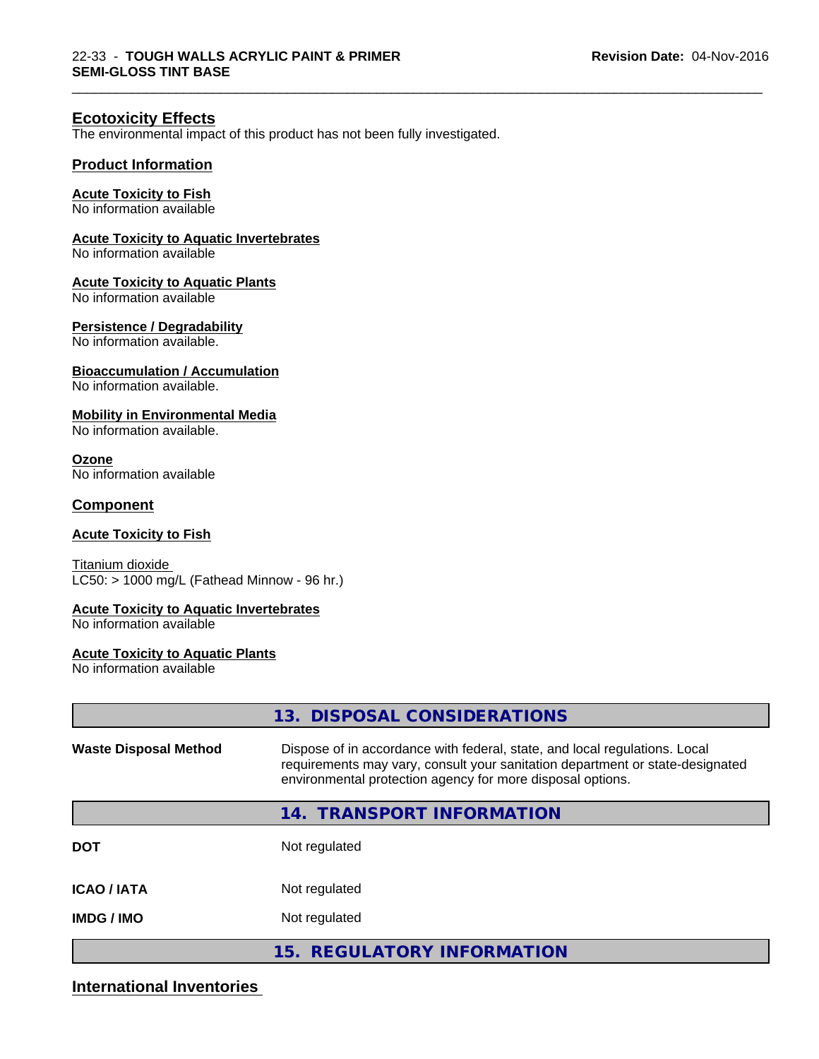### Ecotoxicity Effects

The environmental impact of this product has not been fully investigated.

### Product Information

**Acute Toxicity to Fish**
No information available

**Acute Toxicity to Aquatic Invertebrates**
No information available

**Acute Toxicity to Aquatic Plants**
No information available

**Persistence / Degradability**
No information available.

**Bioaccumulation / Accumulation**
No information available.

**Mobility in Environmental Media**
No information available.

**Ozone**
No information available

### Component

**Acute Toxicity to Fish**

Titanium dioxide
LC50: > 1000 mg/L (Fathead Minnow - 96 hr.)

**Acute Toxicity to Aquatic Invertebrates**
No information available

**Acute Toxicity to Aquatic Plants**
No information available

## 13. DISPOSAL CONSIDERATIONS

| | |
|---|---|
| **Waste Disposal Method** | Dispose of in accordance with federal, state, and local regulations. Local requirements may vary, consult your sanitation department or state-designated environmental protection agency for more disposal options. |

## 14. TRANSPORT INFORMATION

| | |
|---|---|
| **DOT** | Not regulated |
| **ICAO / IATA** | Not regulated |
| **IMDG / IMO** | Not regulated |

## 15. REGULATORY INFORMATION

### International Inventories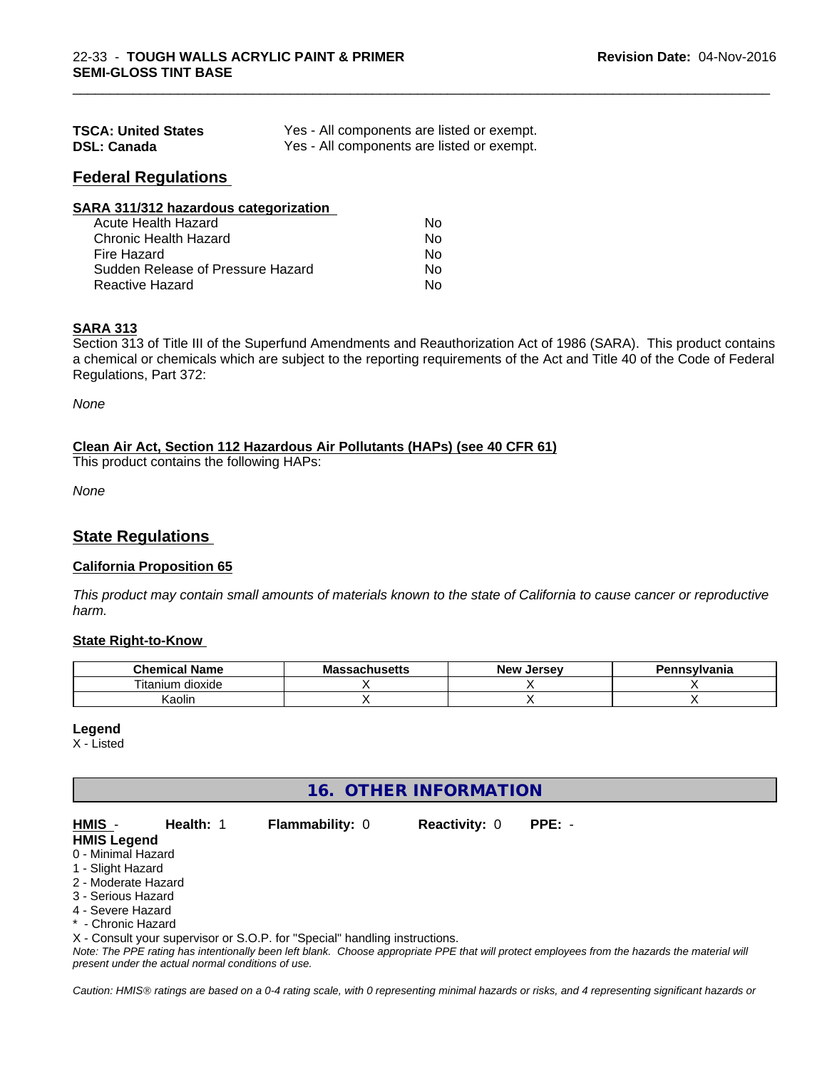| | |
|---|---|
| **TSCA: United States** | Yes - All components are listed or exempt. |
| **DSL: Canada** | Yes - All components are listed or exempt. |

## Federal Regulations

**SARA 311/312 hazardous categorization**

| | |
|---|---|
| Acute Health Hazard | No |
| Chronic Health Hazard | No |
| Fire Hazard | No |
| Sudden Release of Pressure Hazard | No |
| Reactive Hazard | No |

**SARA 313**

Section 313 of Title III of the Superfund Amendments and Reauthorization Act of 1986 (SARA). This product contains a chemical or chemicals which are subject to the reporting requirements of the Act and Title 40 of the Code of Federal Regulations, Part 372:

*None*

**Clean Air Act, Section 112 Hazardous Air Pollutants (HAPs) (see 40 CFR 61)**

This product contains the following HAPs:

*None*

## State Regulations

**California Proposition 65**

*This product may contain small amounts of materials known to the state of California to cause cancer or reproductive harm.*

**State Right-to-Know**

| Chemical Name | Massachusetts | New Jersey | Pennsylvania |
|---|---|---|---|
| Titanium dioxide | X | X | X |
| Kaolin | X | X | X |

**Legend**

X - Listed

## 16. OTHER INFORMATION

**HMIS** - **Health:** 1 **Flammability:** 0 **Reactivity:** 0 **PPE:** -

**HMIS Legend**

0 - Minimal Hazard
1 - Slight Hazard
2 - Moderate Hazard
3 - Serious Hazard
4 - Severe Hazard
* - Chronic Hazard
X - Consult your supervisor or S.O.P. for "Special" handling instructions.

*Note: The PPE rating has intentionally been left blank. Choose appropriate PPE that will protect employees from the hazards the material will present under the actual normal conditions of use.*

*Caution: HMIS® ratings are based on a 0-4 rating scale, with 0 representing minimal hazards or risks, and 4 representing significant hazards or*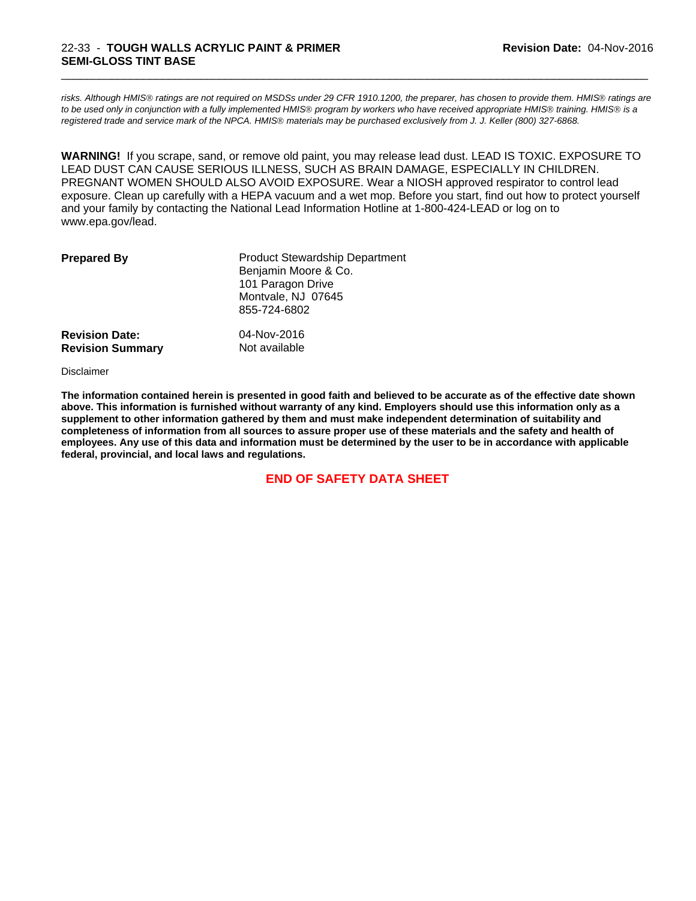*risks. Although HMIS® ratings are not required on MSDSs under 29 CFR 1910.1200, the preparer, has chosen to provide them. HMIS® ratings are to be used only in conjunction with a fully implemented HMIS® program by workers who have received appropriate HMIS® training. HMIS® is a registered trade and service mark of the NPCA. HMIS® materials may be purchased exclusively from J. J. Keller (800) 327-6868.*

**WARNING!** If you scrape, sand, or remove old paint, you may release lead dust. LEAD IS TOXIC. EXPOSURE TO LEAD DUST CAN CAUSE SERIOUS ILLNESS, SUCH AS BRAIN DAMAGE, ESPECIALLY IN CHILDREN. PREGNANT WOMEN SHOULD ALSO AVOID EXPOSURE. Wear a NIOSH approved respirator to control lead exposure. Clean up carefully with a HEPA vacuum and a wet mop. Before you start, find out how to protect yourself and your family by contacting the National Lead Information Hotline at 1-800-424-LEAD or log on to www.epa.gov/lead.

| | |
|---|---|
| **Prepared By** | Product Stewardship Department<br>Benjamin Moore & Co.<br>101 Paragon Drive<br>Montvale, NJ 07645<br>855-724-6802 |
| **Revision Date:** | 04-Nov-2016 |
| **Revision Summary** | Not available |

Disclaimer

**The information contained herein is presented in good faith and believed to be accurate as of the effective date shown above. This information is furnished without warranty of any kind. Employers should use this information only as a supplement to other information gathered by them and must make independent determination of suitability and completeness of information from all sources to assure proper use of these materials and the safety and health of employees. Any use of this data and information must be determined by the user to be in accordance with applicable federal, provincial, and local laws and regulations.**

**END OF SAFETY DATA SHEET**